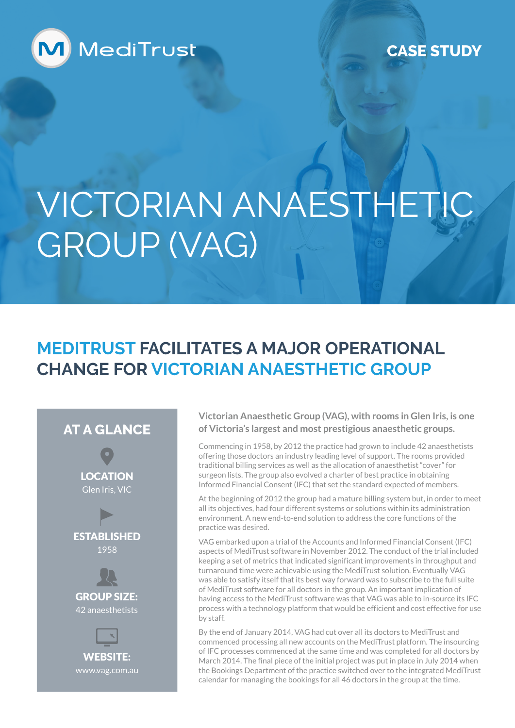MediTrust

CASE STUDY

# VICTORIAN ANAESTHETIC GROUP (VAG)

## MEDITRUST FACILITATES A MAJOR OPERATIONAL CHANGE FOR VICTORIAN ANAESTHETIC GROUP

### AT A GLANCE

**LOCATION**
Glen Iris, VIC

**ESTABLISHED**
1958

**GROUP SIZE:**
42 anaesthetists

**WEBSITE:**
www.vag.com.au

**Victorian Anaesthetic Group (VAG), with rooms in Glen Iris, is one of Victoria's largest and most prestigious anaesthetic groups.**

Commencing in 1958, by 2012 the practice had grown to include 42 anaesthetists offering those doctors an industry leading level of support. The rooms provided traditional billing services as well as the allocation of anaesthetist "cover" for surgeon lists. The group also evolved a charter of best practice in obtaining Informed Financial Consent (IFC) that set the standard expected of members.

At the beginning of 2012 the group had a mature billing system but, in order to meet all its objectives, had four different systems or solutions within its administration environment. A new end-to-end solution to address the core functions of the practice was desired.

VAG embarked upon a trial of the Accounts and Informed Financial Consent (IFC) aspects of MediTrust software in November 2012. The conduct of the trial included keeping a set of metrics that indicated significant improvements in throughput and turnaround time were achievable using the MediTrust solution. Eventually VAG was able to satisfy itself that its best way forward was to subscribe to the full suite of MediTrust software for all doctors in the group. An important implication of having access to the MediTrust software was that VAG was able to in-source its IFC process with a technology platform that would be efficient and cost effective for use by staff.

By the end of January 2014, VAG had cut over all its doctors to MediTrust and commenced processing all new accounts on the MediTrust platform. The insourcing of IFC processes commenced at the same time and was completed for all doctors by March 2014. The final piece of the initial project was put in place in July 2014 when the Bookings Department of the practice switched over to the integrated MediTrust calendar for managing the bookings for all 46 doctors in the group at the time.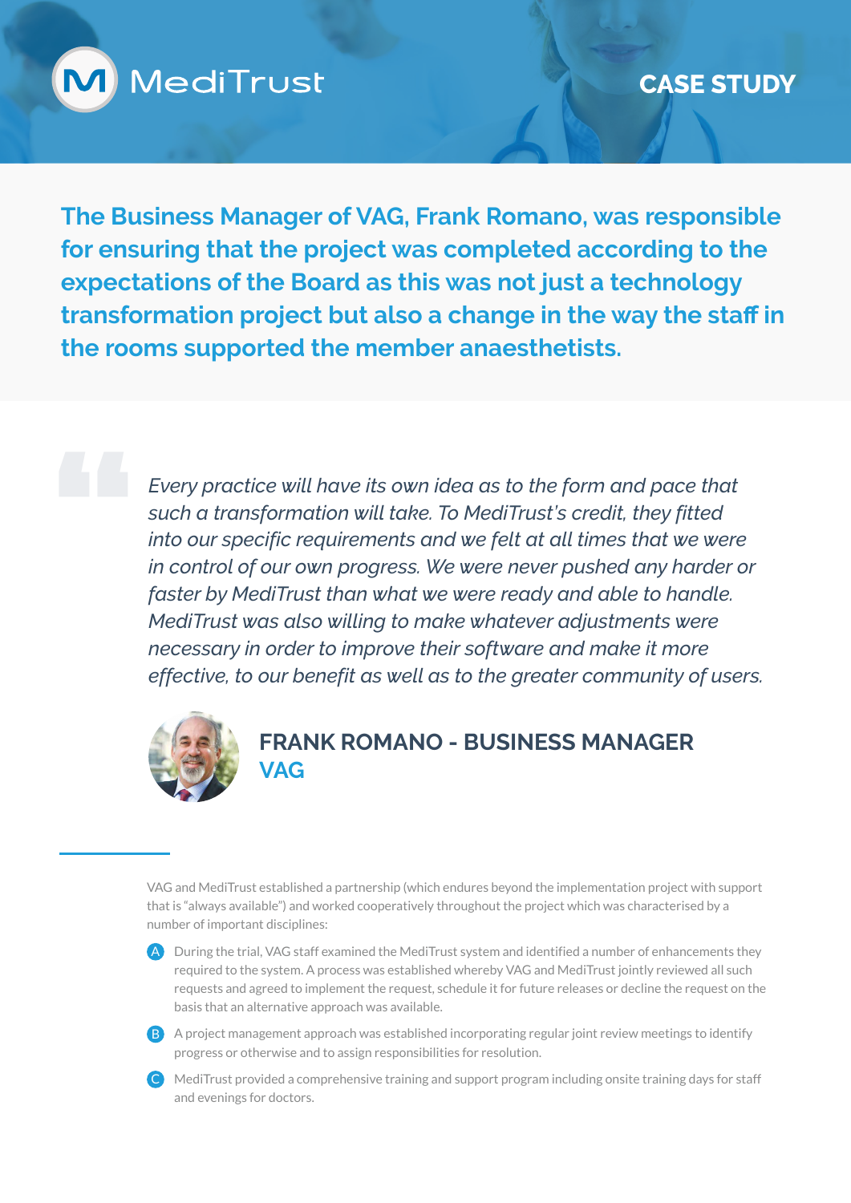MediTrust

**CASE STUDY**

**The Business Manager of VAG, Frank Romano, was responsible for ensuring that the project was completed according to the expectations of the Board as this was not just a technology transformation project but also a change in the way the staff in the rooms supported the member anaesthetists.**

> *Every practice will have its own idea as to the form and pace that such a transformation will take. To MediTrust's credit, they fitted into our specific requirements and we felt at all times that we were in control of our own progress. We were never pushed any harder or faster by MediTrust than what we were ready and able to handle. MediTrust was also willing to make whatever adjustments were necessary in order to improve their software and make it more effective, to our benefit as well as to the greater community of users.*

**FRANK ROMANO - BUSINESS MANAGER**
**VAG**

VAG and MediTrust established a partnership (which endures beyond the implementation project with support that is "always available") and worked cooperatively throughout the project which was characterised by a number of important disciplines:

- **A** During the trial, VAG staff examined the MediTrust system and identified a number of enhancements they required to the system. A process was established whereby VAG and MediTrust jointly reviewed all such requests and agreed to implement the request, schedule it for future releases or decline the request on the basis that an alternative approach was available.
- **B** A project management approach was established incorporating regular joint review meetings to identify progress or otherwise and to assign responsibilities for resolution.
- **C** MediTrust provided a comprehensive training and support program including onsite training days for staff and evenings for doctors.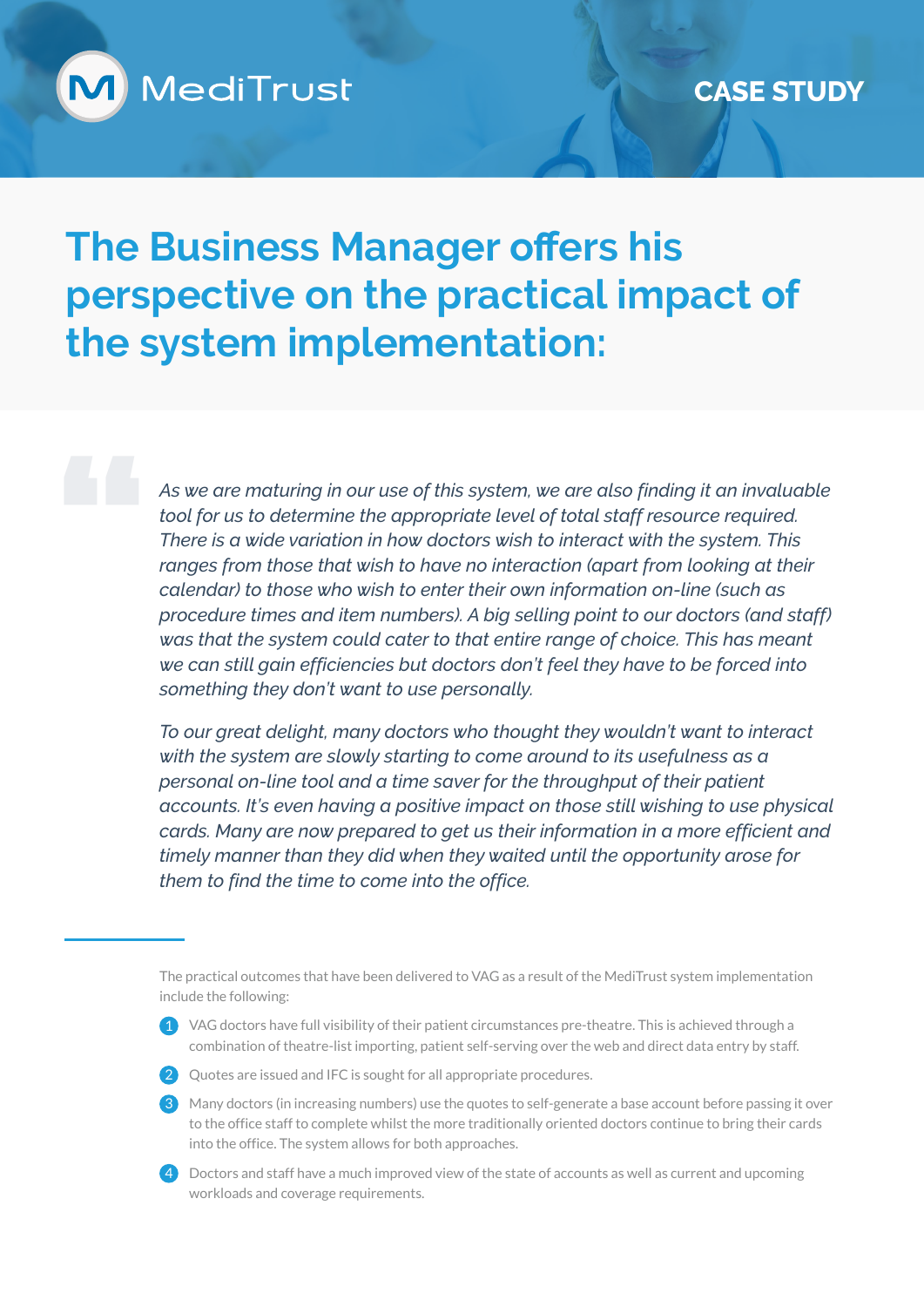MediTrust

**CASE STUDY**

# The Business Manager offers his perspective on the practical impact of the system implementation:

*As we are maturing in our use of this system, we are also finding it an invaluable tool for us to determine the appropriate level of total staff resource required. There is a wide variation in how doctors wish to interact with the system. This ranges from those that wish to have no interaction (apart from looking at their calendar) to those who wish to enter their own information on-line (such as procedure times and item numbers). A big selling point to our doctors (and staff) was that the system could cater to that entire range of choice. This has meant we can still gain efficiencies but doctors don't feel they have to be forced into something they don't want to use personally.*

*To our great delight, many doctors who thought they wouldn't want to interact with the system are slowly starting to come around to its usefulness as a personal on-line tool and a time saver for the throughput of their patient accounts. It's even having a positive impact on those still wishing to use physical cards. Many are now prepared to get us their information in a more efficient and timely manner than they did when they waited until the opportunity arose for them to find the time to come into the office.*

The practical outcomes that have been delivered to VAG as a result of the MediTrust system implementation include the following:

1. VAG doctors have full visibility of their patient circumstances pre-theatre. This is achieved through a combination of theatre-list importing, patient self-serving over the web and direct data entry by staff.
2. Quotes are issued and IFC is sought for all appropriate procedures.
3. Many doctors (in increasing numbers) use the quotes to self-generate a base account before passing it over to the office staff to complete whilst the more traditionally oriented doctors continue to bring their cards into the office. The system allows for both approaches.
4. Doctors and staff have a much improved view of the state of accounts as well as current and upcoming workloads and coverage requirements.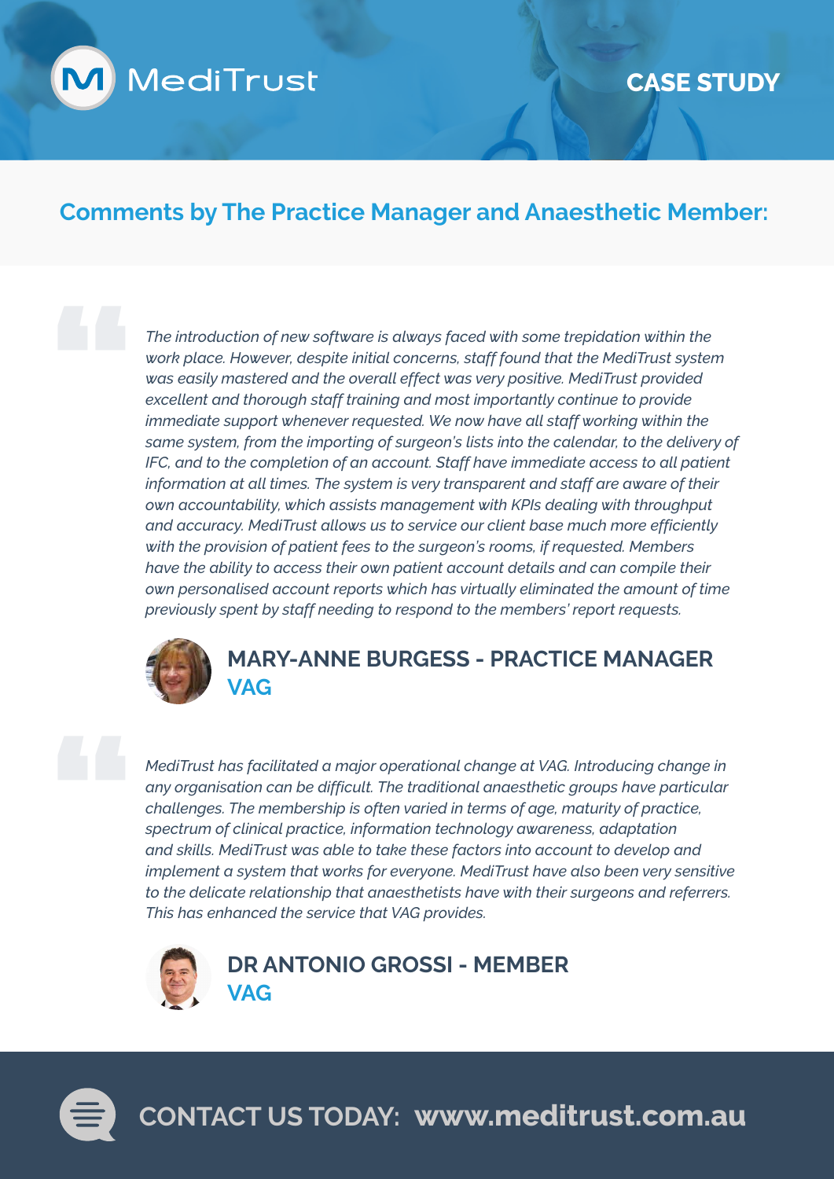MediTrust

CASE STUDY

## Comments by The Practice Manager and Anaesthetic Member:

*The introduction of new software is always faced with some trepidation within the work place. However, despite initial concerns, staff found that the MediTrust system was easily mastered and the overall effect was very positive. MediTrust provided excellent and thorough staff training and most importantly continue to provide immediate support whenever requested. We now have all staff working within the same system, from the importing of surgeon's lists into the calendar, to the delivery of IFC, and to the completion of an account. Staff have immediate access to all patient information at all times. The system is very transparent and staff are aware of their own accountability, which assists management with KPIs dealing with throughput and accuracy. MediTrust allows us to service our client base much more efficiently with the provision of patient fees to the surgeon's rooms, if requested. Members have the ability to access their own patient account details and can compile their own personalised account reports which has virtually eliminated the amount of time previously spent by staff needing to respond to the members' report requests.*

**MARY-ANNE BURGESS - PRACTICE MANAGER**
**VAG**

*MediTrust has facilitated a major operational change at VAG. Introducing change in any organisation can be difficult. The traditional anaesthetic groups have particular challenges. The membership is often varied in terms of age, maturity of practice, spectrum of clinical practice, information technology awareness, adaptation and skills. MediTrust was able to take these factors into account to develop and implement a system that works for everyone. MediTrust have also been very sensitive to the delicate relationship that anaesthetists have with their surgeons and referrers. This has enhanced the service that VAG provides.*

**DR ANTONIO GROSSI - MEMBER**
**VAG**

**CONTACT US TODAY: www.meditrust.com.au**